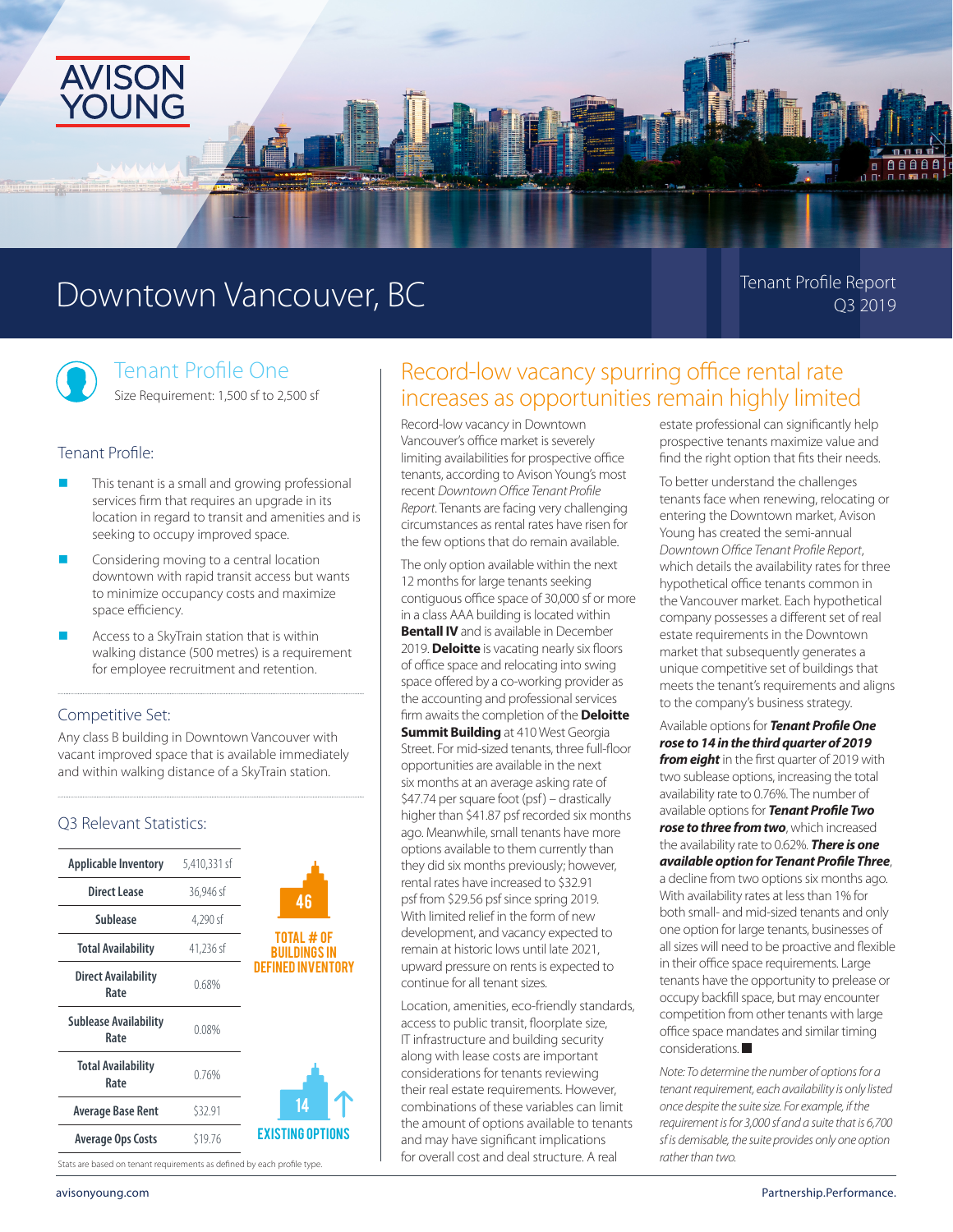AVISON YOUNG

# Downtown Vancouver, BC

Tenant Profile Report
Q3 2019

## Tenant Profile One

Size Requirement: 1,500 sf to 2,500 sf

### Tenant Profile:

- This tenant is a small and growing professional services firm that requires an upgrade in its location in regard to transit and amenities and is seeking to occupy improved space.
- Considering moving to a central location downtown with rapid transit access but wants to minimize occupancy costs and maximize space efficiency.
- Access to a SkyTrain station that is within walking distance (500 metres) is a requirement for employee recruitment and retention.

### Competitive Set:

Any class B building in Downtown Vancouver with vacant improved space that is available immediately and within walking distance of a SkyTrain station.

### Q3 Relevant Statistics:

| | |
|---|---|
| Applicable Inventory | 5,410,331 sf |
| Direct Lease | 36,946 sf |
| Sublease | 4,290 sf |
| Total Availability | 41,236 sf |
| Direct Availability Rate | 0.68% |
| Sublease Availability Rate | 0.08% |
| Total Availability Rate | 0.76% |
| Average Base Rent | $32.91 |
| Average Ops Costs | $19.76 |

46
TOTAL # OF BUILDINGS IN DEFINED INVENTORY

14
EXISTING OPTIONS

Stats are based on tenant requirements as defined by each profile type.

## Record-low vacancy spurring office rental rate increases as opportunities remain highly limited

Record-low vacancy in Downtown Vancouver's office market is severely limiting availabilities for prospective office tenants, according to Avison Young's most recent *Downtown Office Tenant Profile Report*. Tenants are facing very challenging circumstances as rental rates have risen for the few options that do remain available.

The only option available within the next 12 months for large tenants seeking contiguous office space of 30,000 sf or more in a class AAA building is located within **Bentall IV** and is available in December 2019. **Deloitte** is vacating nearly six floors of office space and relocating into swing space offered by a co-working provider as the accounting and professional services firm awaits the completion of the **Deloitte Summit Building** at 410 West Georgia Street. For mid-sized tenants, three full-floor opportunities are available in the next six months at an average asking rate of $47.74 per square foot (psf) – drastically higher than $41.87 psf recorded six months ago. Meanwhile, small tenants have more options available to them currently than they did six months previously; however, rental rates have increased to $32.91 psf from $29.56 psf since spring 2019. With limited relief in the form of new development, and vacancy expected to remain at historic lows until late 2021, upward pressure on rents is expected to continue for all tenant sizes.

Location, amenities, eco-friendly standards, access to public transit, floorplate size, IT infrastructure and building security along with lease costs are important considerations for tenants reviewing their real estate requirements. However, combinations of these variables can limit the amount of options available to tenants and may have significant implications for overall cost and deal structure. A real estate professional can significantly help prospective tenants maximize value and find the right option that fits their needs.

To better understand the challenges tenants face when renewing, relocating or entering the Downtown market, Avison Young has created the semi-annual *Downtown Office Tenant Profile Report*, which details the availability rates for three hypothetical office tenants common in the Vancouver market. Each hypothetical company possesses a different set of real estate requirements in the Downtown market that subsequently generates a unique competitive set of buildings that meets the tenant's requirements and aligns to the company's business strategy.

Available options for ***Tenant Profile One rose to 14 in the third quarter of 2019 from eight*** in the first quarter of 2019 with two sublease options, increasing the total availability rate to 0.76%. The number of available options for ***Tenant Profile Two rose to three from two***, which increased the availability rate to 0.62%. ***There is one available option for Tenant Profile Three***, a decline from two options six months ago. With availability rates at less than 1% for both small- and mid-sized tenants and only one option for large tenants, businesses of all sizes will need to be proactive and flexible in their office space requirements. Large tenants have the opportunity to prelease or occupy backfill space, but may encounter competition from other tenants with large office space mandates and similar timing considerations. ■

*Note: To determine the number of options for a tenant requirement, each availability is only listed once despite the suite size. For example, if the requirement is for 3,000 sf and a suite that is 6,700 sf is demisable, the suite provides only one option rather than two.*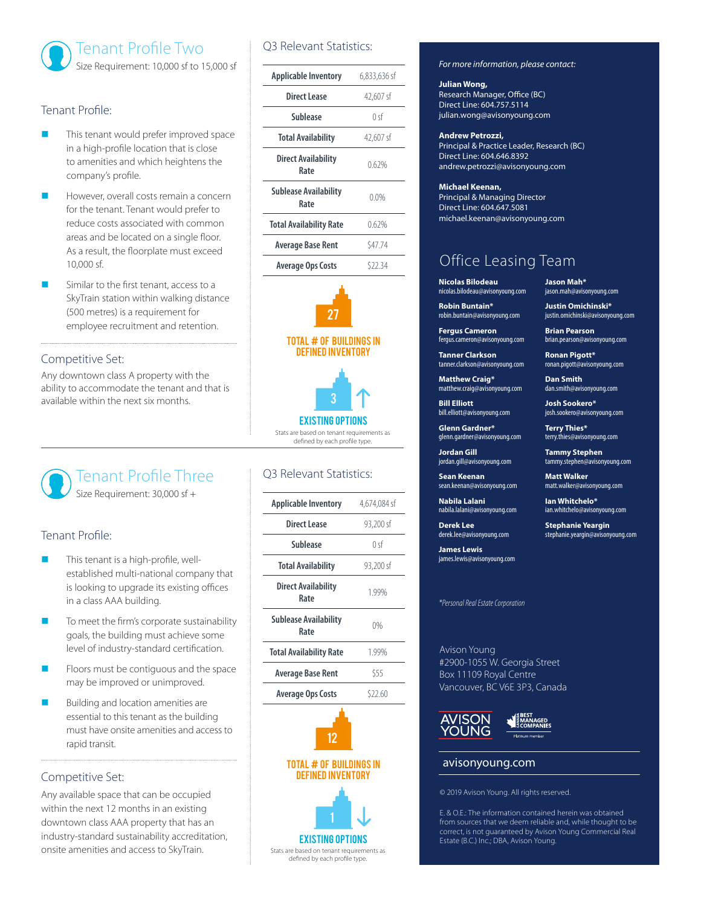## Tenant Profile Two

Size Requirement: 10,000 sf to 15,000 sf

### Tenant Profile:

- This tenant would prefer improved space in a high-profile location that is close to amenities and which heightens the company's profile.
- However, overall costs remain a concern for the tenant. Tenant would prefer to reduce costs associated with common areas and be located on a single floor. As a result, the floorplate must exceed 10,000 sf.
- Similar to the first tenant, access to a SkyTrain station within walking distance (500 metres) is a requirement for employee recruitment and retention.

### Competitive Set:

Any downtown class A property with the ability to accommodate the tenant and that is available within the next six months.

### Q3 Relevant Statistics:

| | |
|---|---|
| Applicable Inventory | 6,833,636 sf |
| Direct Lease | 42,607 sf |
| Sublease | 0 sf |
| Total Availability | 42,607 sf |
| Direct Availability Rate | 0.62% |
| Sublease Availability Rate | 0.0% |
| Total Availability Rate | 0.62% |
| Average Base Rent | $47.74 |
| Average Ops Costs | $22.34 |

27

TOTAL # OF BUILDINGS IN DEFINED INVENTORY

3

EXISTING OPTIONS

Stats are based on tenant requirements as defined by each profile type.

## Tenant Profile Three

Size Requirement: 30,000 sf +

### Tenant Profile:

- This tenant is a high-profile, well-established multi-national company that is looking to upgrade its existing offices in a class AAA building.
- To meet the firm's corporate sustainability goals, the building must achieve some level of industry-standard certification.
- Floors must be contiguous and the space may be improved or unimproved.
- Building and location amenities are essential to this tenant as the building must have onsite amenities and access to rapid transit.

### Competitive Set:

Any available space that can be occupied within the next 12 months in an existing downtown class AAA property that has an industry-standard sustainability accreditation, onsite amenities and access to SkyTrain.

### Q3 Relevant Statistics:

| | |
|---|---|
| Applicable Inventory | 4,674,084 sf |
| Direct Lease | 93,200 sf |
| Sublease | 0 sf |
| Total Availability | 93,200 sf |
| Direct Availability Rate | 1.99% |
| Sublease Availability Rate | 0% |
| Total Availability Rate | 1.99% |
| Average Base Rent | $55 |
| Average Ops Costs | $22.60 |

12

TOTAL # OF BUILDINGS IN DEFINED INVENTORY

1

EXISTING OPTIONS

Stats are based on tenant requirements as defined by each profile type.

*For more information, please contact:*

**Julian Wong,**
Research Manager, Office (BC)
Direct Line: 604.757.5114
julian.wong@avisonyoung.com

**Andrew Petrozzi,**
Principal & Practice Leader, Research (BC)
Direct Line: 604.646.8392
andrew.petrozzi@avisonyoung.com

**Michael Keenan,**
Principal & Managing Director
Direct Line: 604.647.5081
michael.keenan@avisonyoung.com

## Office Leasing Team

**Nicolas Bilodeau**
nicolas.bilodeau@avisonyoung.com

**Robin Buntain***
robin.buntain@avisonyoung.com

**Fergus Cameron**
fergus.cameron@avisonyoung.com

**Tanner Clarkson**
tanner.clarkson@avisonyoung.com

**Matthew Craig***
matthew.craig@avisonyoung.com

**Bill Elliott**
bill.elliott@avisonyoung.com

**Glenn Gardner***
glenn.gardner@avisonyoung.com

**Jordan Gill**
jordan.gill@avisonyoung.com

**Sean Keenan**
sean.keenan@avisonyoung.com

**Nabila Lalani**
nabila.lalani@avisonyoung.com

**Derek Lee**
derek.lee@avisonyoung.com

**James Lewis**
james.lewis@avisonyoung.com

**Jason Mah***
jason.mah@avisonyoung.com

**Justin Omichinski***
justin.omichinski@avisonyoung.com

**Brian Pearson**
brian.pearson@avisonyoung.com

**Ronan Pigott***
ronan.pigott@avisonyoung.com

**Dan Smith**
dan.smith@avisonyoung.com

**Josh Sookero***
josh.sookero@avisonyoung.com

**Terry Thies***
terry.thies@avisonyoung.com

**Tammy Stephen**
tammy.stephen@avisonyoung.com

**Matt Walker**
matt.walker@avisonyoung.com

**Ian Whitchelo***
ian.whitchelo@avisonyoung.com

**Stephanie Yeargin**
stephanie.yeargin@avisonyoung.com

*\*Personal Real Estate Corporation*

Avison Young
#2900-1055 W. Georgia Street
Box 11109 Royal Centre
Vancouver, BC V6E 3P3, Canada

AVISON YOUNG

BEST MANAGED COMPANIES
Platinum member

avisonyoung.com

© 2019 Avison Young. All rights reserved.

E. & O.E.: The information contained herein was obtained from sources that we deem reliable and, while thought to be correct, is not guaranteed by Avison Young Commercial Real Estate (B.C.) Inc.; DBA, Avison Young.